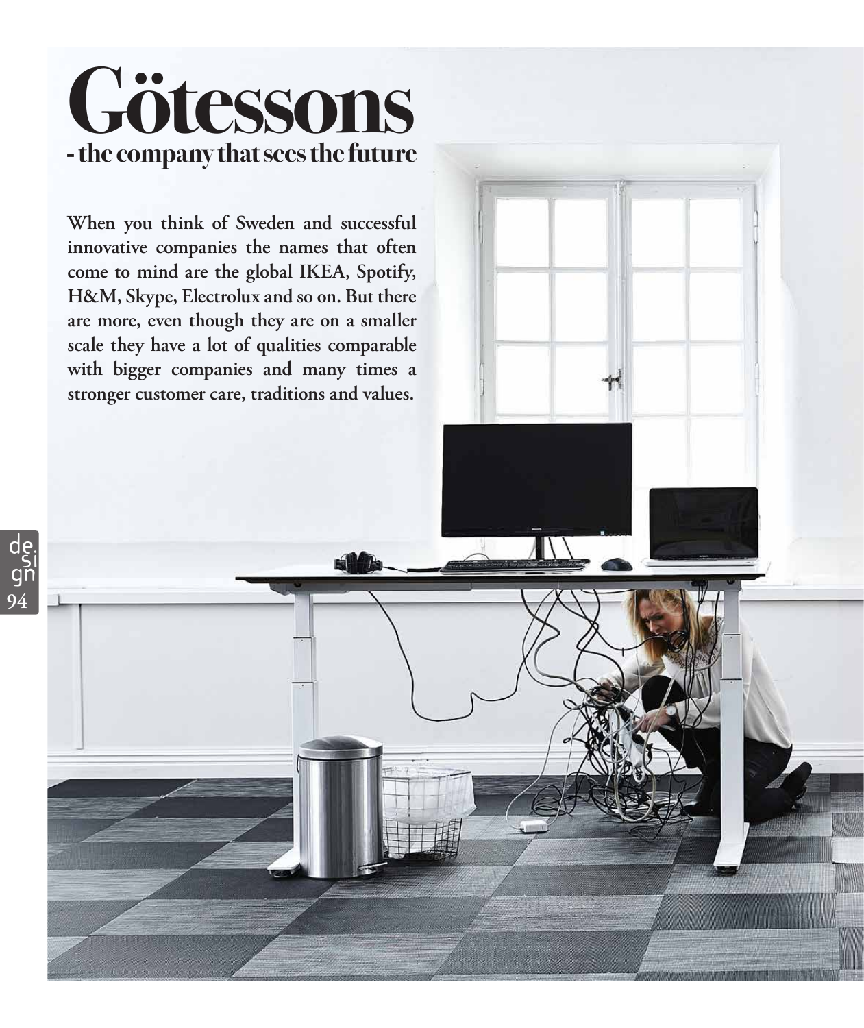# Götessons

## - the company that sees the future

**When you think of Sweden and successful innovative companies the names that often come to mind are the global IKEA, Spotify, H&M, Skype, Electrolux and so on. But there are more, even though they are on a smaller scale they have a lot of qualities comparable with bigger companies and many times a stronger customer care, traditions and values.**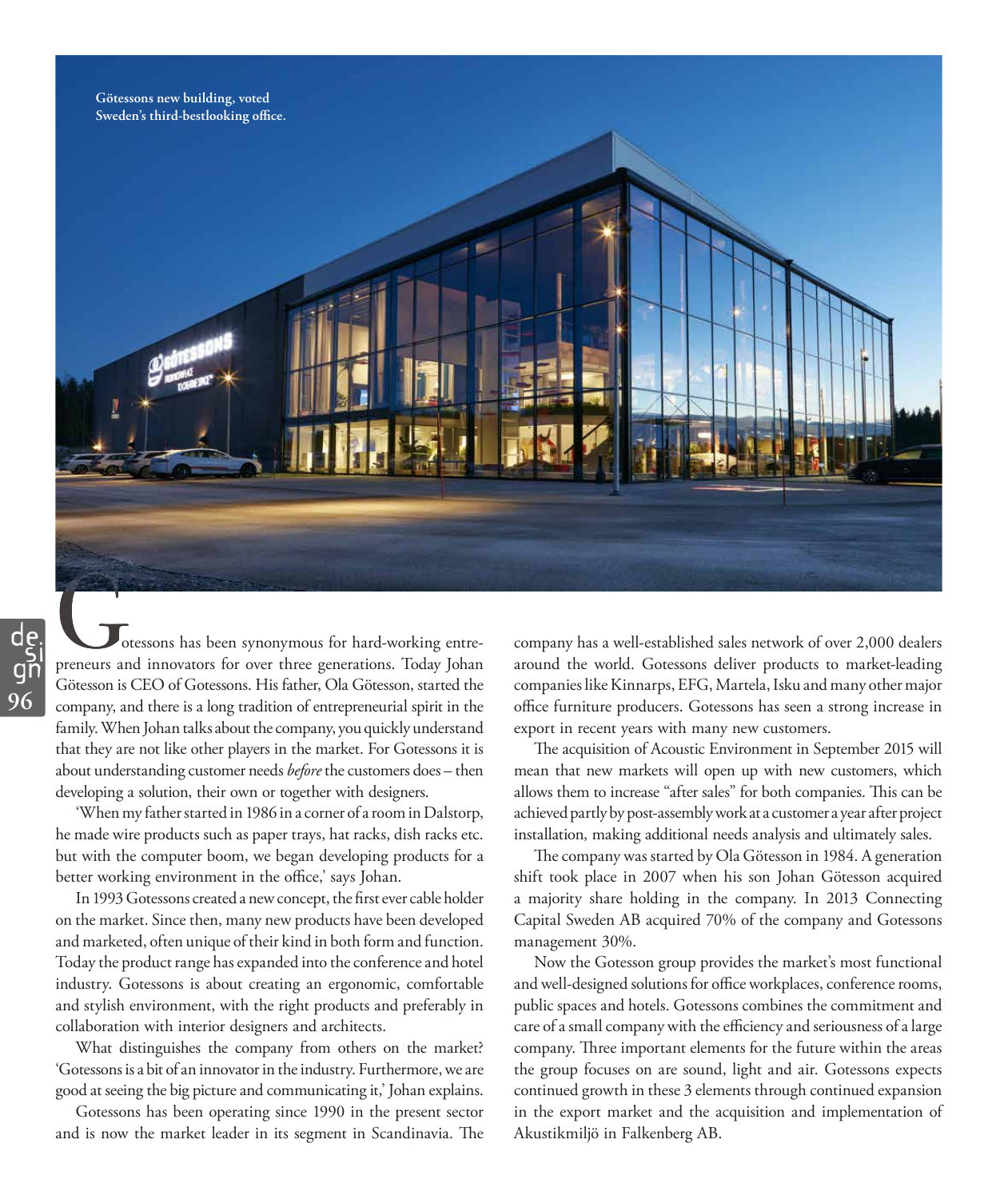Götessons new building, voted Sweden's third-bestlooking office.

Gotessons has been synonymous for hard-working entrepreneurs and innovators for over three generations. Today Johan Götesson is CEO of Gotessons. His father, Ola Götesson, started the company, and there is a long tradition of entrepreneurial spirit in the family. When Johan talks about the company, you quickly understand that they are not like other players in the market. For Gotessons it is about understanding customer needs *before* the customers does – then developing a solution, their own or together with designers.

'When my father started in 1986 in a corner of a room in Dalstorp, he made wire products such as paper trays, hat racks, dish racks etc. but with the computer boom, we began developing products for a better working environment in the office,' says Johan.

In 1993 Gotessons created a new concept, the first ever cable holder on the market. Since then, many new products have been developed and marketed, often unique of their kind in both form and function. Today the product range has expanded into the conference and hotel industry. Gotessons is about creating an ergonomic, comfortable and stylish environment, with the right products and preferably in collaboration with interior designers and architects.

What distinguishes the company from others on the market? 'Gotessons is a bit of an innovator in the industry. Furthermore, we are good at seeing the big picture and communicating it,' Johan explains.

Gotessons has been operating since 1990 in the present sector and is now the market leader in its segment in Scandinavia. The company has a well-established sales network of over 2,000 dealers around the world. Gotessons deliver products to market-leading companies like Kinnarps, EFG, Martela, Isku and many other major office furniture producers. Gotessons has seen a strong increase in export in recent years with many new customers.

The acquisition of Acoustic Environment in September 2015 will mean that new markets will open up with new customers, which allows them to increase "after sales" for both companies. This can be achieved partly by post-assembly work at a customer a year after project installation, making additional needs analysis and ultimately sales.

The company was started by Ola Götesson in 1984. A generation shift took place in 2007 when his son Johan Götesson acquired a majority share holding in the company. In 2013 Connecting Capital Sweden AB acquired 70% of the company and Gotessons management 30%.

Now the Gotesson group provides the market's most functional and well-designed solutions for office workplaces, conference rooms, public spaces and hotels. Gotessons combines the commitment and care of a small company with the efficiency and seriousness of a large company. Three important elements for the future within the areas the group focuses on are sound, light and air. Gotessons expects continued growth in these 3 elements through continued expansion in the export market and the acquisition and implementation of Akustikmiljö in Falkenberg AB.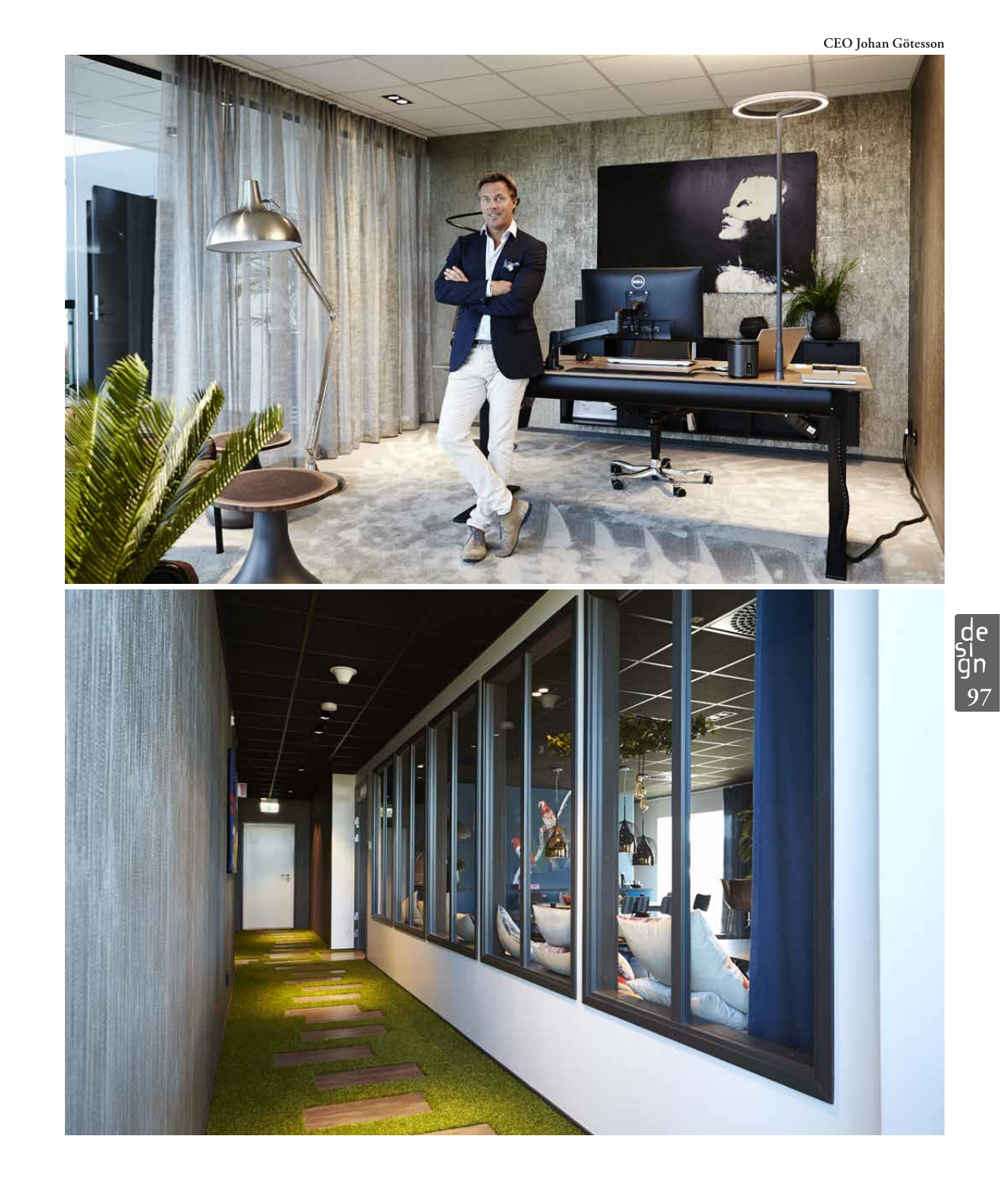CEO Johan Götesson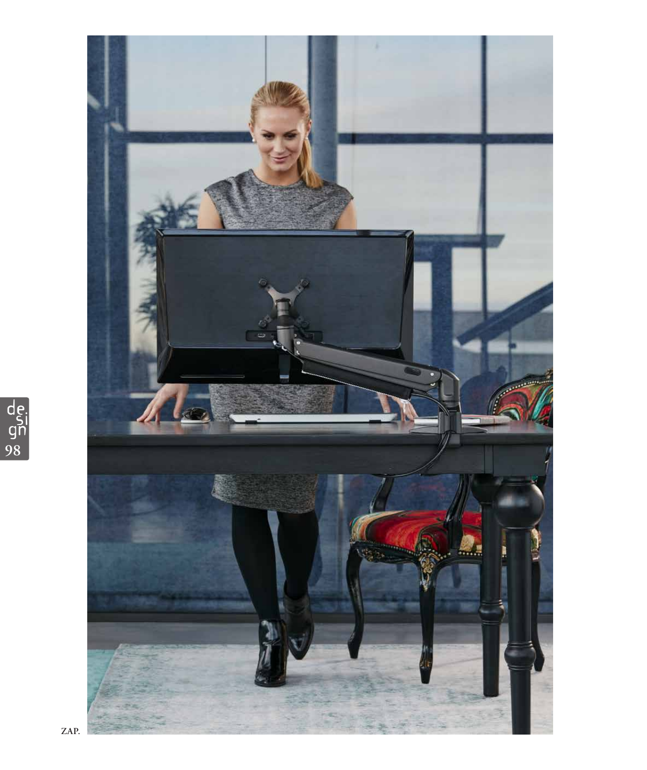ZAP.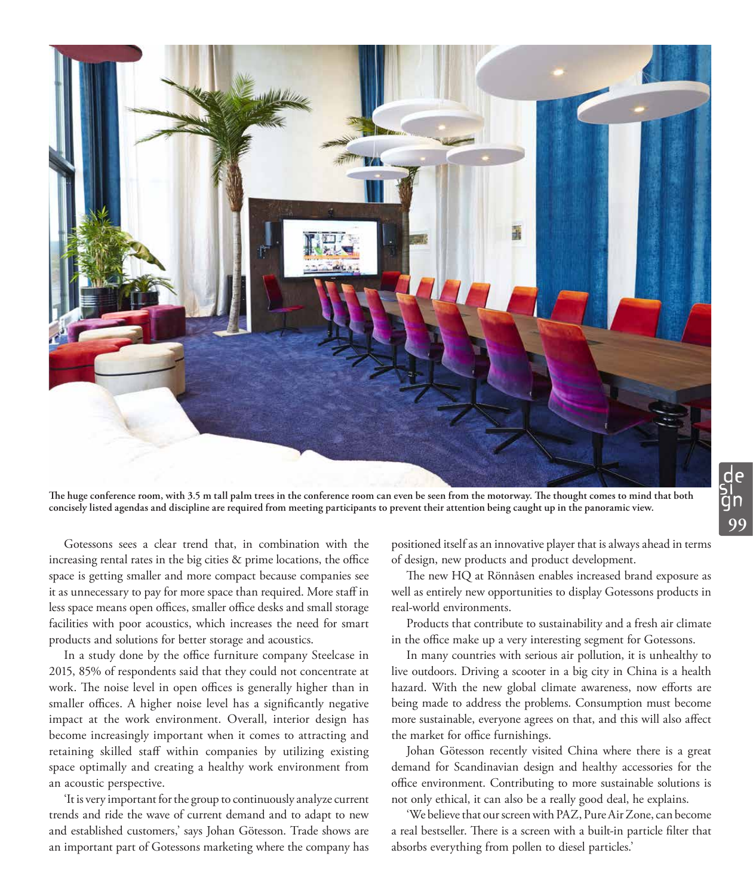**The huge conference room, with 3.5 m tall palm trees in the conference room can even be seen from the motorway. The thought comes to mind that both concisely listed agendas and discipline are required from meeting participants to prevent their attention being caught up in the panoramic view.**

Gotessons sees a clear trend that, in combination with the increasing rental rates in the big cities & prime locations, the office space is getting smaller and more compact because companies see it as unnecessary to pay for more space than required. More staff in less space means open offices, smaller office desks and small storage facilities with poor acoustics, which increases the need for smart products and solutions for better storage and acoustics.

In a study done by the office furniture company Steelcase in 2015, 85% of respondents said that they could not concentrate at work. The noise level in open offices is generally higher than in smaller offices. A higher noise level has a significantly negative impact at the work environment. Overall, interior design has become increasingly important when it comes to attracting and retaining skilled staff within companies by utilizing existing space optimally and creating a healthy work environment from an acoustic perspective.

'It is very important for the group to continuously analyze current trends and ride the wave of current demand and to adapt to new and established customers,' says Johan Götesson. Trade shows are an important part of Gotessons marketing where the company has positioned itself as an innovative player that is always ahead in terms of design, new products and product development.

The new HQ at Rönnåsen enables increased brand exposure as well as entirely new opportunities to display Gotessons products in real-world environments.

Products that contribute to sustainability and a fresh air climate in the office make up a very interesting segment for Gotessons.

In many countries with serious air pollution, it is unhealthy to live outdoors. Driving a scooter in a big city in China is a health hazard. With the new global climate awareness, now efforts are being made to address the problems. Consumption must become more sustainable, everyone agrees on that, and this will also affect the market for office furnishings.

Johan Götesson recently visited China where there is a great demand for Scandinavian design and healthy accessories for the office environment. Contributing to more sustainable solutions is not only ethical, it can also be a really good deal, he explains.

'We believe that our screen with PAZ, Pure Air Zone, can become a real bestseller. There is a screen with a built-in particle filter that absorbs everything from pollen to diesel particles.'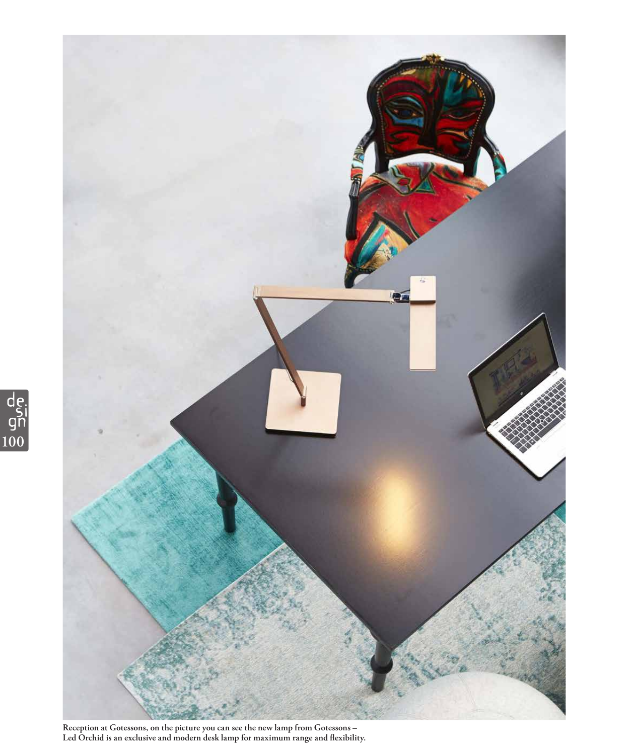Reception at Gotessons, on the picture you can see the new lamp from Gotessons – Led Orchid is an exclusive and modern desk lamp for maximum range and flexibility.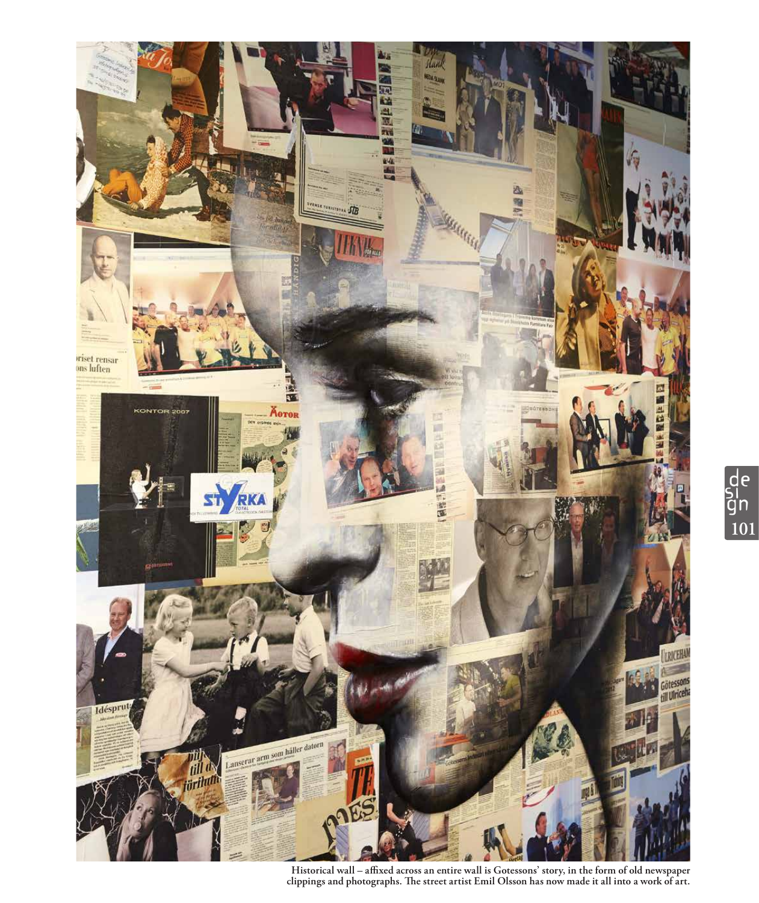Historical wall – affixed across an entire wall is Gotessons' story, in the form of old newspaper clippings and photographs. The street artist Emil Olsson has now made it all into a work of art.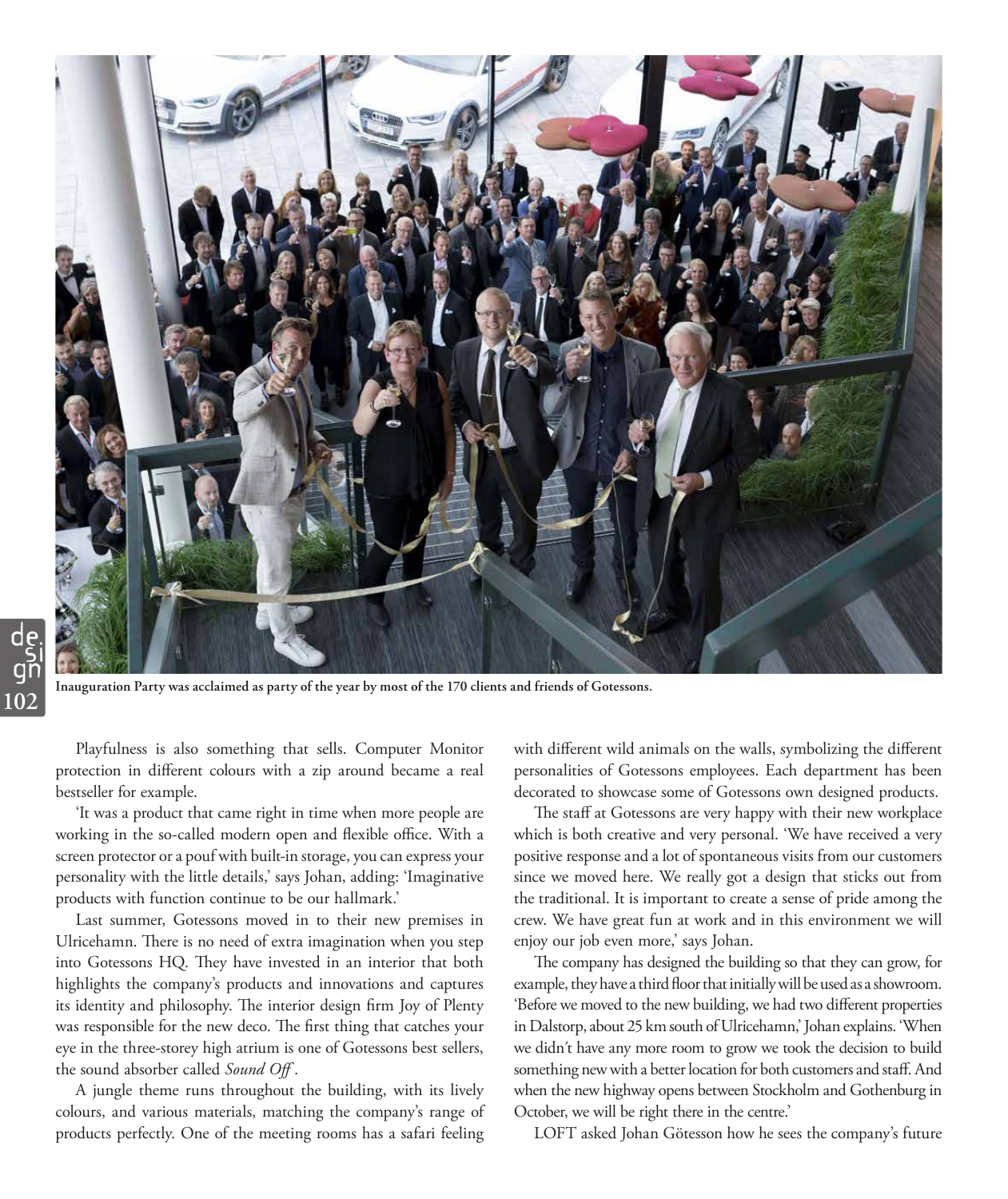**Inauguration Party was acclaimed as party of the year by most of the 170 clients and friends of Gotessons.**

Playfulness is also something that sells. Computer Monitor protection in different colours with a zip around became a real bestseller for example.

'It was a product that came right in time when more people are working in the so-called modern open and flexible office. With a screen protector or a pouf with built-in storage, you can express your personality with the little details,' says Johan, adding: 'Imaginative products with function continue to be our hallmark.'

Last summer, Gotessons moved in to their new premises in Ulricehamn. There is no need of extra imagination when you step into Gotessons HQ. They have invested in an interior that both highlights the company's products and innovations and captures its identity and philosophy. The interior design firm Joy of Plenty was responsible for the new deco. The first thing that catches your eye in the three-storey high atrium is one of Gotessons best sellers, the sound absorber called *Sound Off* .

A jungle theme runs throughout the building, with its lively colours, and various materials, matching the company's range of products perfectly. One of the meeting rooms has a safari feeling with different wild animals on the walls, symbolizing the different personalities of Gotessons employees. Each department has been decorated to showcase some of Gotessons own designed products.

The staff at Gotessons are very happy with their new workplace which is both creative and very personal. 'We have received a very positive response and a lot of spontaneous visits from our customers since we moved here. We really got a design that sticks out from the traditional. It is important to create a sense of pride among the crew. We have great fun at work and in this environment we will enjoy our job even more,' says Johan.

The company has designed the building so that they can grow, for example, they have a third floor that initially will be used as a showroom. 'Before we moved to the new building, we had two different properties in Dalstorp, about 25 km south of Ulricehamn,' Johan explains. 'When we didn´t have any more room to grow we took the decision to build something new with a better location for both customers and staff. And when the new highway opens between Stockholm and Gothenburg in October, we will be right there in the centre.'

LOFT asked Johan Götesson how he sees the company's future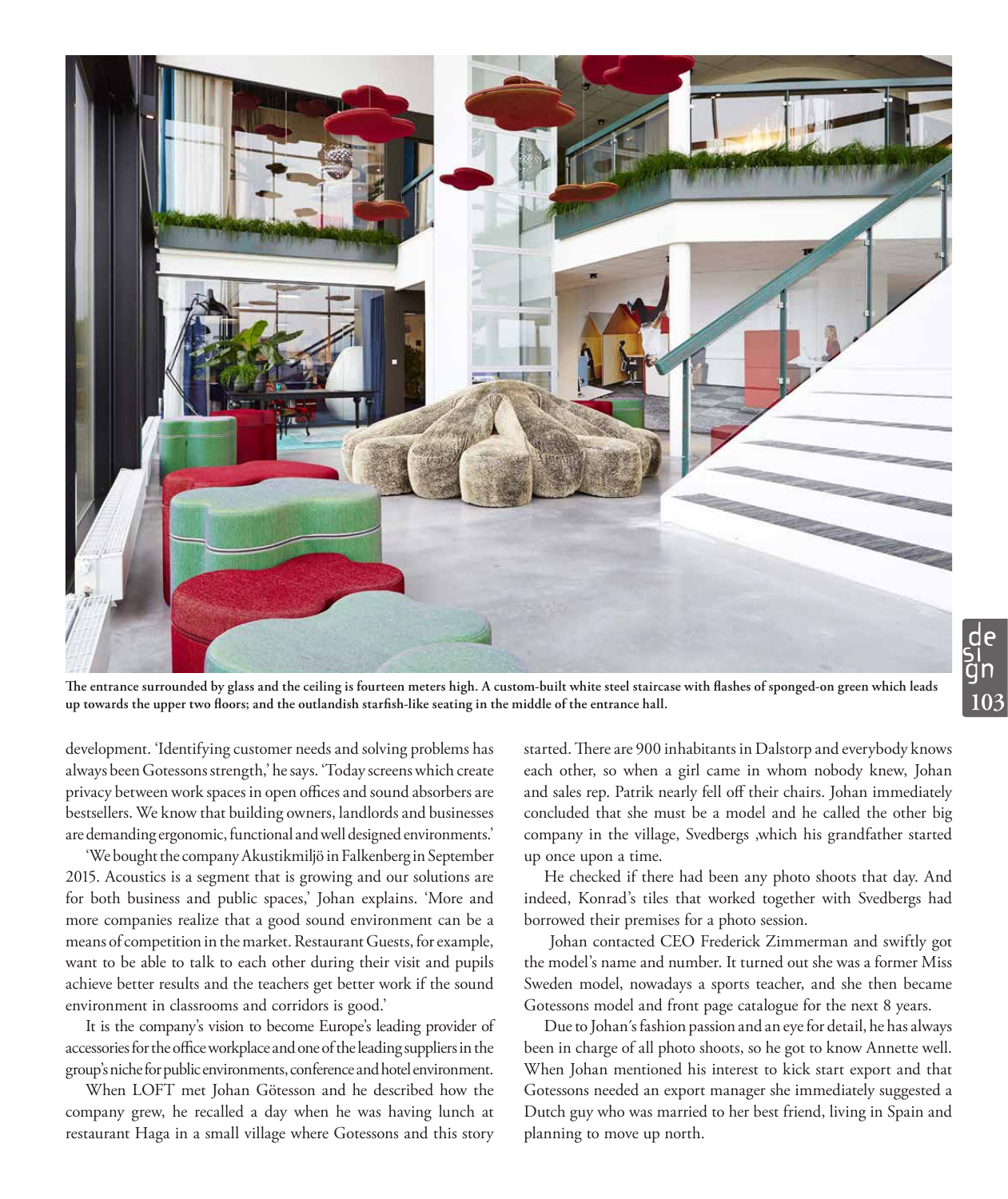**The entrance surrounded by glass and the ceiling is fourteen meters high. A custom-built white steel staircase with flashes of sponged-on green which leads up towards the upper two floors; and the outlandish starfish-like seating in the middle of the entrance hall.**

development. 'Identifying customer needs and solving problems has always been Gotessons strength,' he says. 'Today screens which create privacy between work spaces in open offices and sound absorbers are bestsellers. We know that building owners, landlords and businesses are demanding ergonomic, functional and well designed environments.'

'We bought the company Akustikmiljö in Falkenberg in September 2015. Acoustics is a segment that is growing and our solutions are for both business and public spaces,' Johan explains. 'More and more companies realize that a good sound environment can be a means of competition in the market. Restaurant Guests, for example, want to be able to talk to each other during their visit and pupils achieve better results and the teachers get better work if the sound environment in classrooms and corridors is good.'

It is the company's vision to become Europe's leading provider of accessories for the office workplace and one of the leading suppliers in the group's niche for public environments, conference and hotel environment.

When LOFT met Johan Götesson and he described how the company grew, he recalled a day when he was having lunch at restaurant Haga in a small village where Gotessons and this story started. There are 900 inhabitants in Dalstorp and everybody knows each other, so when a girl came in whom nobody knew, Johan and sales rep. Patrik nearly fell off their chairs. Johan immediately concluded that she must be a model and he called the other big company in the village, Svedbergs ,which his grandfather started up once upon a time.

He checked if there had been any photo shoots that day. And indeed, Konrad's tiles that worked together with Svedbergs had borrowed their premises for a photo session.

Johan contacted CEO Frederick Zimmerman and swiftly got the model's name and number. It turned out she was a former Miss Sweden model, nowadays a sports teacher, and she then became Gotessons model and front page catalogue for the next 8 years.

Due to Johan´s fashion passion and an eye for detail, he has always been in charge of all photo shoots, so he got to know Annette well. When Johan mentioned his interest to kick start export and that Gotessons needed an export manager she immediately suggested a Dutch guy who was married to her best friend, living in Spain and planning to move up north.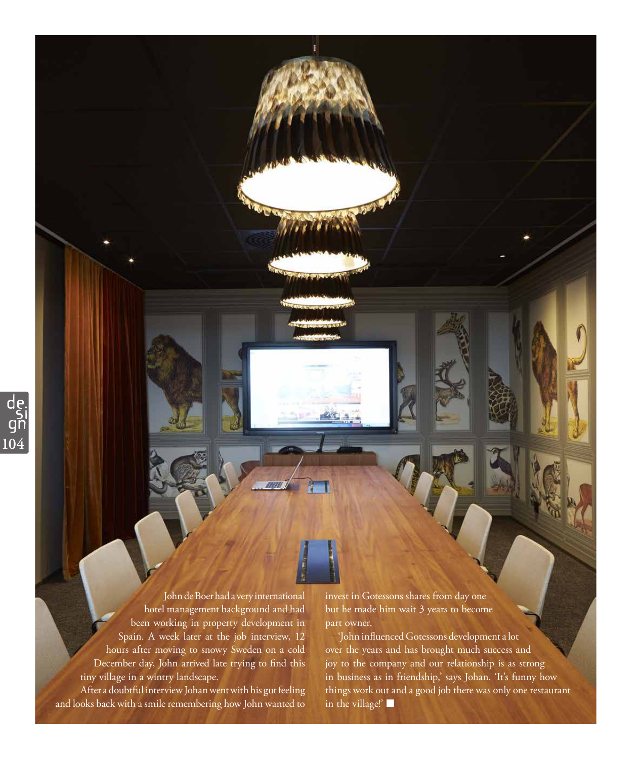John de Boer had a very international hotel management background and had been working in property development in Spain. A week later at the job interview, 12 hours after moving to snowy Sweden on a cold December day, John arrived late trying to find this tiny village in a wintry landscape.

After a doubtful interview Johan went with his gut feeling and looks back with a smile remembering how John wanted to invest in Gotessons shares from day one but he made him wait 3 years to become part owner.

'John influenced Gotessons development a lot over the years and has brought much success and joy to the company and our relationship is as strong in business as in friendship,' says Johan. 'It's funny how things work out and a good job there was only one restaurant in the village!' ■